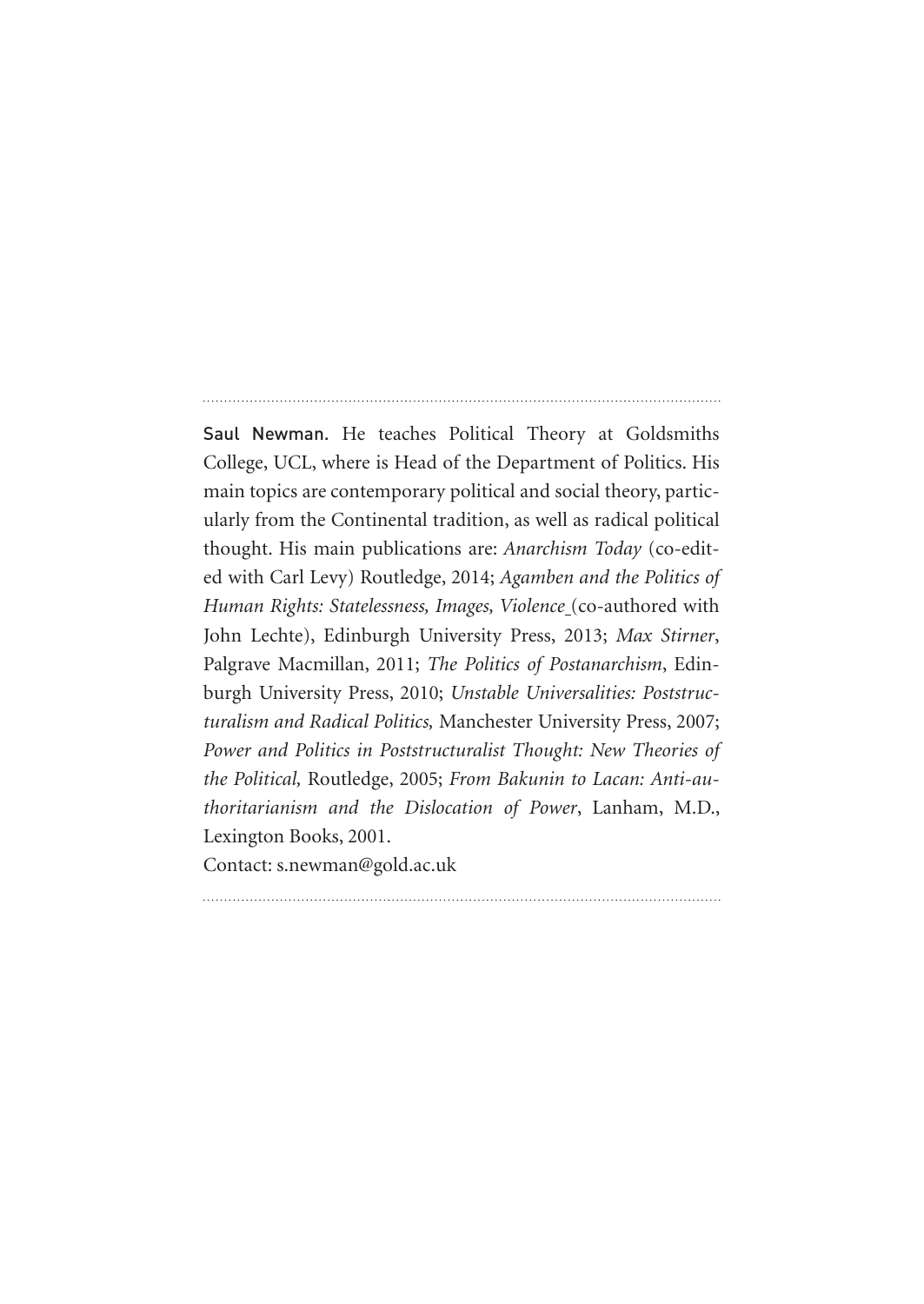---

**Saul Newman.** He teaches Political Theory at Goldsmiths College, UCL, where is Head of the Department of Politics. His main topics are contemporary political and social theory, particularly from the Continental tradition, as well as radical political thought. His main publications are: *Anarchism Today* (co-edited with Carl Levy) Routledge, 2014; *Agamben and the Politics of Human Rights: Statelessness, Images, Violence* (co-authored with John Lechte), Edinburgh University Press, 2013; *Max Stirner*, Palgrave Macmillan, 2011; *The Politics of Postanarchism*, Edinburgh University Press, 2010; *Unstable Universalities: Poststructuralism and Radical Politics,* Manchester University Press, 2007; *Power and Politics in Poststructuralist Thought: New Theories of the Political,* Routledge, 2005; *From Bakunin to Lacan: Anti-authoritarianism and the Dislocation of Power*, Lanham, M.D., Lexington Books, 2001.

Contact: s.newman@gold.ac.uk

---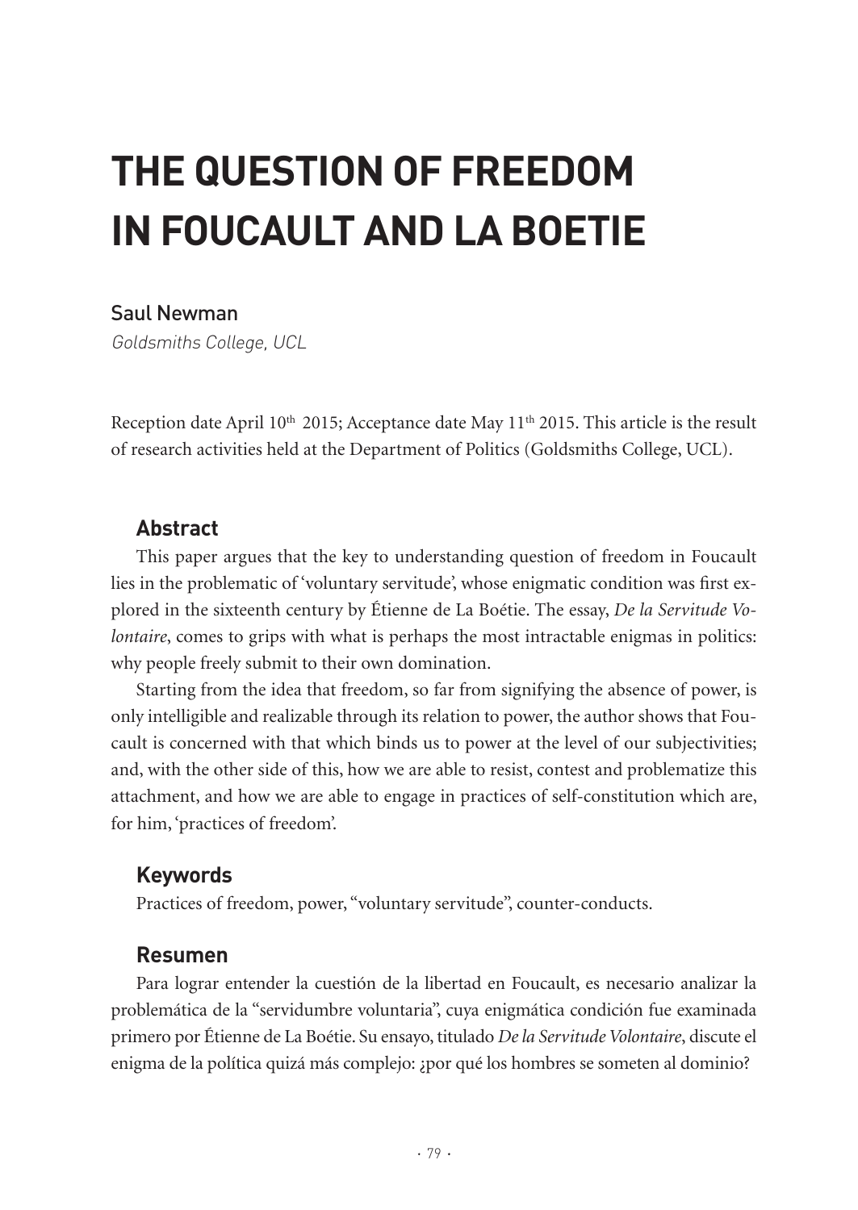# THE QUESTION OF FREEDOM IN FOUCAULT AND LA BOETIE

Saul Newman

*Goldsmiths College, UCL*

Reception date April 10th 2015; Acceptance date May 11th 2015. This article is the result of research activities held at the Department of Politics (Goldsmiths College, UCL).

## Abstract

This paper argues that the key to understanding question of freedom in Foucault lies in the problematic of 'voluntary servitude', whose enigmatic condition was first explored in the sixteenth century by Étienne de La Boétie. The essay, *De la Servitude Volontaire*, comes to grips with what is perhaps the most intractable enigmas in politics: why people freely submit to their own domination.

Starting from the idea that freedom, so far from signifying the absence of power, is only intelligible and realizable through its relation to power, the author shows that Foucault is concerned with that which binds us to power at the level of our subjectivities; and, with the other side of this, how we are able to resist, contest and problematize this attachment, and how we are able to engage in practices of self-constitution which are, for him, 'practices of freedom'.

## Keywords

Practices of freedom, power, "voluntary servitude", counter-conducts.

## Resumen

Para lograr entender la cuestión de la libertad en Foucault, es necesario analizar la problemática de la "servidumbre voluntaria", cuya enigmática condición fue examinada primero por Étienne de La Boétie. Su ensayo, titulado *De la Servitude Volontaire*, discute el enigma de la política quizá más complejo: ¿por qué los hombres se someten al dominio?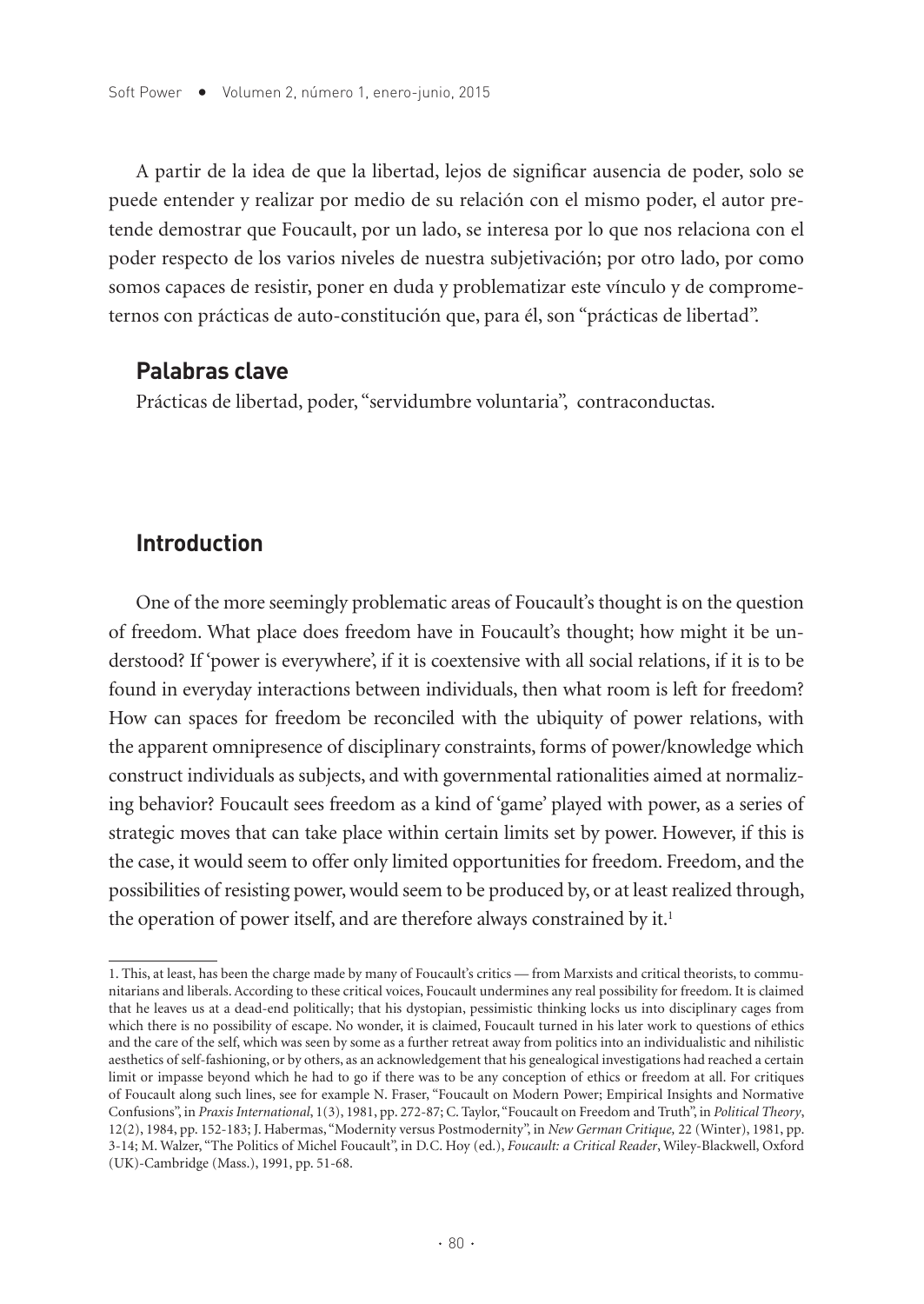A partir de la idea de que la libertad, lejos de significar ausencia de poder, solo se puede entender y realizar por medio de su relación con el mismo poder, el autor pretende demostrar que Foucault, por un lado, se interesa por lo que nos relaciona con el poder respecto de los varios niveles de nuestra subjetivación; por otro lado, por como somos capaces de resistir, poner en duda y problematizar este vínculo y de comprometernos con prácticas de auto-constitución que, para él, son "prácticas de libertad".

## Palabras clave

Prácticas de libertad, poder, "servidumbre voluntaria", contraconductas.

## Introduction

One of the more seemingly problematic areas of Foucault's thought is on the question of freedom. What place does freedom have in Foucault's thought; how might it be understood? If 'power is everywhere', if it is coextensive with all social relations, if it is to be found in everyday interactions between individuals, then what room is left for freedom? How can spaces for freedom be reconciled with the ubiquity of power relations, with the apparent omnipresence of disciplinary constraints, forms of power/knowledge which construct individuals as subjects, and with governmental rationalities aimed at normalizing behavior? Foucault sees freedom as a kind of 'game' played with power, as a series of strategic moves that can take place within certain limits set by power. However, if this is the case, it would seem to offer only limited opportunities for freedom. Freedom, and the possibilities of resisting power, would seem to be produced by, or at least realized through, the operation of power itself, and are therefore always constrained by it.[1]

---

1. This, at least, has been the charge made by many of Foucault's critics — from Marxists and critical theorists, to communitarians and liberals. According to these critical voices, Foucault undermines any real possibility for freedom. It is claimed that he leaves us at a dead-end politically; that his dystopian, pessimistic thinking locks us into disciplinary cages from which there is no possibility of escape. No wonder, it is claimed, Foucault turned in his later work to questions of ethics and the care of the self, which was seen by some as a further retreat away from politics into an individualistic and nihilistic aesthetics of self-fashioning, or by others, as an acknowledgement that his genealogical investigations had reached a certain limit or impasse beyond which he had to go if there was to be any conception of ethics or freedom at all. For critiques of Foucault along such lines, see for example N. Fraser, "Foucault on Modern Power; Empirical Insights and Normative Confusions", in *Praxis International*, 1(3), 1981, pp. 272-87; C. Taylor, "Foucault on Freedom and Truth", in *Political Theory*, 12(2), 1984, pp. 152-183; J. Habermas, "Modernity versus Postmodernity", in *New German Critique,* 22 (Winter), 1981, pp. 3-14; M. Walzer, "The Politics of Michel Foucault", in D.C. Hoy (ed.), *Foucault: a Critical Reader*, Wiley-Blackwell, Oxford (UK)-Cambridge (Mass.), 1991, pp. 51-68.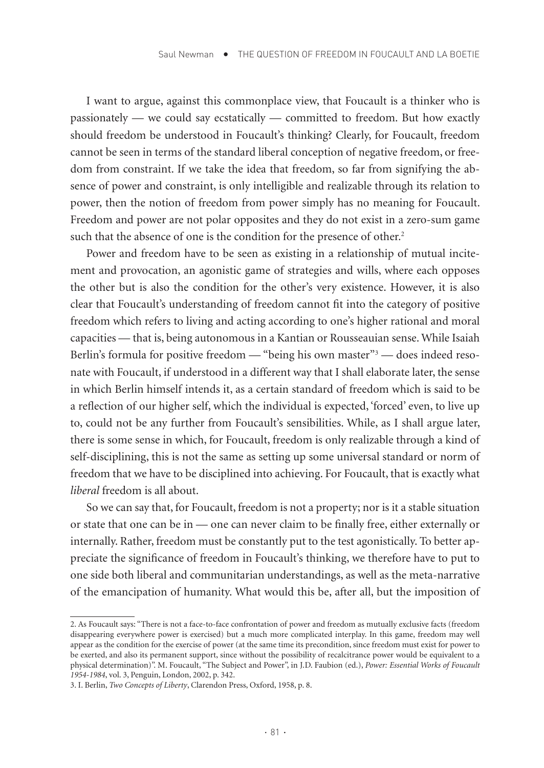I want to argue, against this commonplace view, that Foucault is a thinker who is passionately — we could say ecstatically — committed to freedom. But how exactly should freedom be understood in Foucault's thinking? Clearly, for Foucault, freedom cannot be seen in terms of the standard liberal conception of negative freedom, or freedom from constraint. If we take the idea that freedom, so far from signifying the absence of power and constraint, is only intelligible and realizable through its relation to power, then the notion of freedom from power simply has no meaning for Foucault. Freedom and power are not polar opposites and they do not exist in a zero-sum game such that the absence of one is the condition for the presence of other.[2]

Power and freedom have to be seen as existing in a relationship of mutual incitement and provocation, an agonistic game of strategies and wills, where each opposes the other but is also the condition for the other's very existence. However, it is also clear that Foucault's understanding of freedom cannot fit into the category of positive freedom which refers to living and acting according to one's higher rational and moral capacities — that is, being autonomous in a Kantian or Rousseauian sense. While Isaiah Berlin's formula for positive freedom — "being his own master"[3] — does indeed resonate with Foucault, if understood in a different way that I shall elaborate later, the sense in which Berlin himself intends it, as a certain standard of freedom which is said to be a reflection of our higher self, which the individual is expected, 'forced' even, to live up to, could not be any further from Foucault's sensibilities. While, as I shall argue later, there is some sense in which, for Foucault, freedom is only realizable through a kind of self-disciplining, this is not the same as setting up some universal standard or norm of freedom that we have to be disciplined into achieving. For Foucault, that is exactly what *liberal* freedom is all about.

So we can say that, for Foucault, freedom is not a property; nor is it a stable situation or state that one can be in — one can never claim to be finally free, either externally or internally. Rather, freedom must be constantly put to the test agonistically. To better appreciate the significance of freedom in Foucault's thinking, we therefore have to put to one side both liberal and communitarian understandings, as well as the meta-narrative of the emancipation of humanity. What would this be, after all, but the imposition of

---

2. As Foucault says: "There is not a face-to-face confrontation of power and freedom as mutually exclusive facts (freedom disappearing everywhere power is exercised) but a much more complicated interplay. In this game, freedom may well appear as the condition for the exercise of power (at the same time its precondition, since freedom must exist for power to be exerted, and also its permanent support, since without the possibility of recalcitrance power would be equivalent to a physical determination)". M. Foucault, "The Subject and Power", in J.D. Faubion (ed.), *Power: Essential Works of Foucault 1954-1984*, vol. 3, Penguin, London, 2002, p. 342.

3. I. Berlin, *Two Concepts of Liberty*, Clarendon Press, Oxford, 1958, p. 8.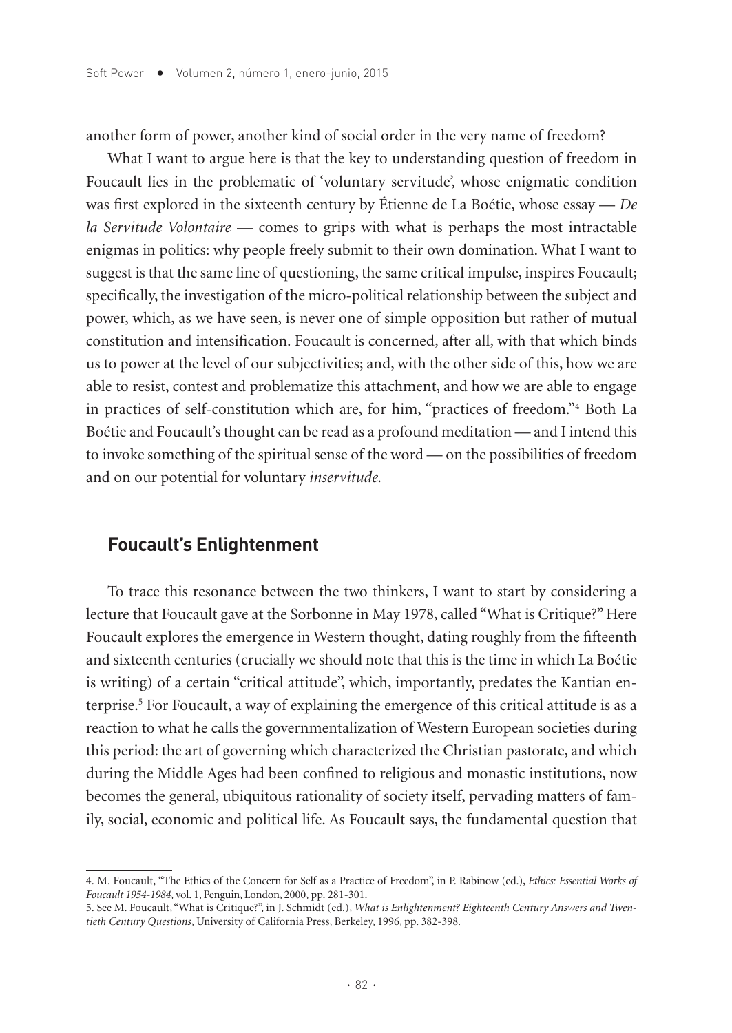another form of power, another kind of social order in the very name of freedom?

What I want to argue here is that the key to understanding question of freedom in Foucault lies in the problematic of 'voluntary servitude', whose enigmatic condition was first explored in the sixteenth century by Étienne de La Boétie, whose essay — *De la Servitude Volontaire* — comes to grips with what is perhaps the most intractable enigmas in politics: why people freely submit to their own domination. What I want to suggest is that the same line of questioning, the same critical impulse, inspires Foucault; specifically, the investigation of the micro-political relationship between the subject and power, which, as we have seen, is never one of simple opposition but rather of mutual constitution and intensification. Foucault is concerned, after all, with that which binds us to power at the level of our subjectivities; and, with the other side of this, how we are able to resist, contest and problematize this attachment, and how we are able to engage in practices of self-constitution which are, for him, "practices of freedom."[4] Both La Boétie and Foucault's thought can be read as a profound meditation — and I intend this to invoke something of the spiritual sense of the word — on the possibilities of freedom and on our potential for voluntary *inservitude*.

## Foucault's Enlightenment

To trace this resonance between the two thinkers, I want to start by considering a lecture that Foucault gave at the Sorbonne in May 1978, called "What is Critique?" Here Foucault explores the emergence in Western thought, dating roughly from the fifteenth and sixteenth centuries (crucially we should note that this is the time in which La Boétie is writing) of a certain "critical attitude", which, importantly, predates the Kantian enterprise.[5] For Foucault, a way of explaining the emergence of this critical attitude is as a reaction to what he calls the governmentalization of Western European societies during this period: the art of governing which characterized the Christian pastorate, and which during the Middle Ages had been confined to religious and monastic institutions, now becomes the general, ubiquitous rationality of society itself, pervading matters of family, social, economic and political life. As Foucault says, the fundamental question that

---

4. M. Foucault, "The Ethics of the Concern for Self as a Practice of Freedom", in P. Rabinow (ed.), *Ethics: Essential Works of Foucault 1954-1984*, vol. 1, Penguin, London, 2000, pp. 281-301.

5. See M. Foucault, "What is Critique?", in J. Schmidt (ed.), *What is Enlightenment? Eighteenth Century Answers and Twentieth Century Questions*, University of California Press, Berkeley, 1996, pp. 382-398.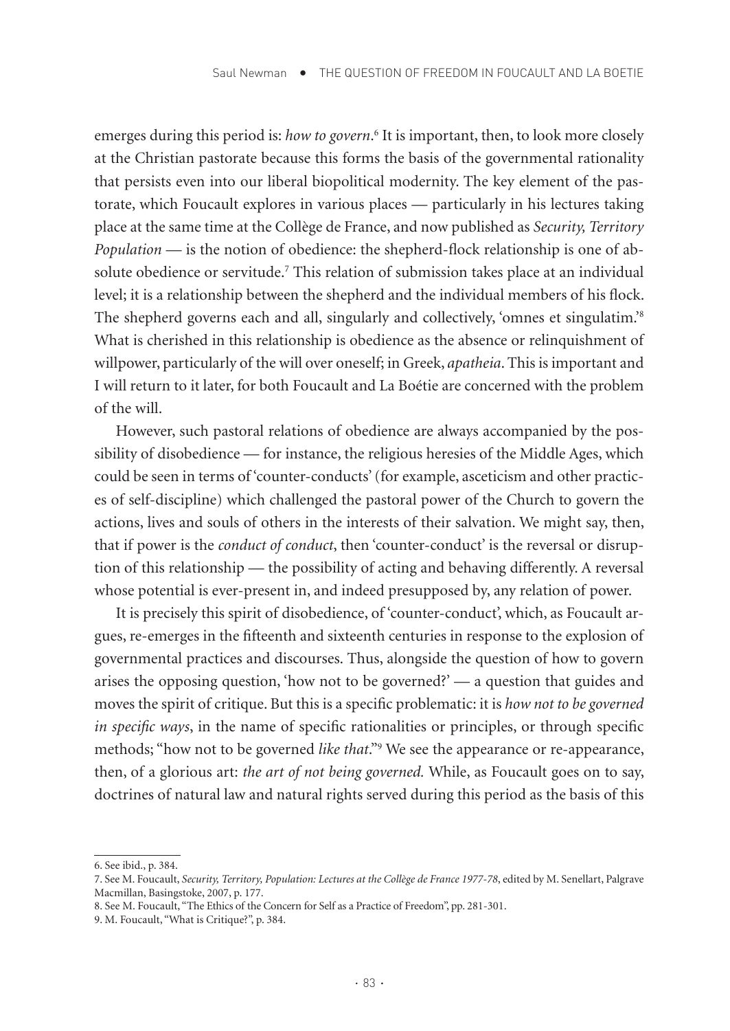emerges during this period is: *how to govern*.[6] It is important, then, to look more closely at the Christian pastorate because this forms the basis of the governmental rationality that persists even into our liberal biopolitical modernity. The key element of the pastorate, which Foucault explores in various places — particularly in his lectures taking place at the same time at the Collège de France, and now published as *Security, Territory Population* — is the notion of obedience: the shepherd-flock relationship is one of absolute obedience or servitude.[7] This relation of submission takes place at an individual level; it is a relationship between the shepherd and the individual members of his flock. The shepherd governs each and all, singularly and collectively, 'omnes et singulatim.'[8] What is cherished in this relationship is obedience as the absence or relinquishment of willpower, particularly of the will over oneself; in Greek, *apatheia*. This is important and I will return to it later, for both Foucault and La Boétie are concerned with the problem of the will.

However, such pastoral relations of obedience are always accompanied by the possibility of disobedience — for instance, the religious heresies of the Middle Ages, which could be seen in terms of 'counter-conducts' (for example, asceticism and other practices of self-discipline) which challenged the pastoral power of the Church to govern the actions, lives and souls of others in the interests of their salvation. We might say, then, that if power is the *conduct of conduct*, then 'counter-conduct' is the reversal or disruption of this relationship — the possibility of acting and behaving differently. A reversal whose potential is ever-present in, and indeed presupposed by, any relation of power.

It is precisely this spirit of disobedience, of 'counter-conduct', which, as Foucault argues, re-emerges in the fifteenth and sixteenth centuries in response to the explosion of governmental practices and discourses. Thus, alongside the question of how to govern arises the opposing question, 'how not to be governed?' — a question that guides and moves the spirit of critique. But this is a specific problematic: it is *how not to be governed in specific ways*, in the name of specific rationalities or principles, or through specific methods; "how not to be governed *like that*."[9] We see the appearance or re-appearance, then, of a glorious art: *the art of not being governed.* While, as Foucault goes on to say, doctrines of natural law and natural rights served during this period as the basis of this

6. See ibid., p. 384.

7. See M. Foucault, *Security, Territory, Population: Lectures at the Collège de France 1977-78*, edited by M. Senellart, Palgrave Macmillan, Basingstoke, 2007, p. 177.

8. See M. Foucault, "The Ethics of the Concern for Self as a Practice of Freedom", pp. 281-301.

9. M. Foucault, "What is Critique?", p. 384.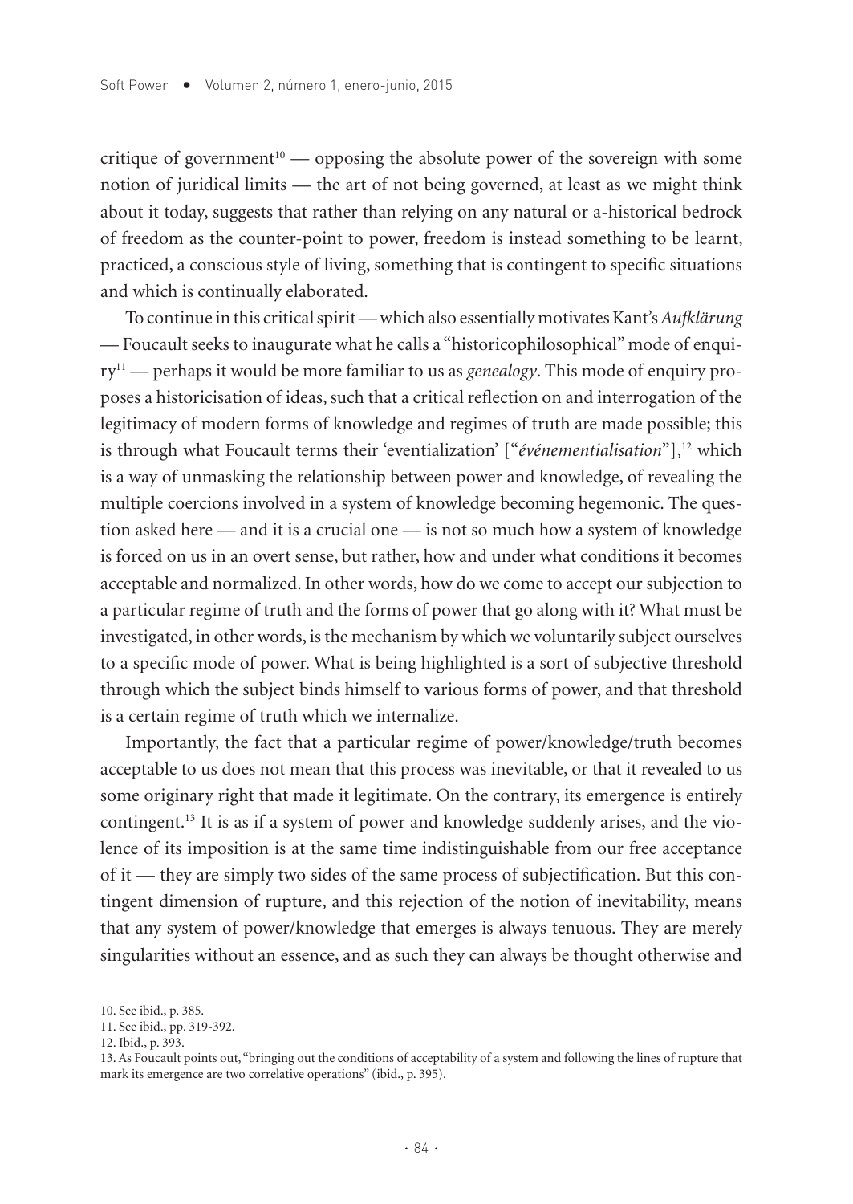critique of government[10] — opposing the absolute power of the sovereign with some notion of juridical limits — the art of not being governed, at least as we might think about it today, suggests that rather than relying on any natural or a-historical bedrock of freedom as the counter-point to power, freedom is instead something to be learnt, practiced, a conscious style of living, something that is contingent to specific situations and which is continually elaborated.

To continue in this critical spirit — which also essentially motivates Kant's *Aufklärung* — Foucault seeks to inaugurate what he calls a "historicophilosophical" mode of enquiry[11] — perhaps it would be more familiar to us as *genealogy*. This mode of enquiry proposes a historicisation of ideas, such that a critical reflection on and interrogation of the legitimacy of modern forms of knowledge and regimes of truth are made possible; this is through what Foucault terms their 'eventialization' ["*événementialisation*"],[12] which is a way of unmasking the relationship between power and knowledge, of revealing the multiple coercions involved in a system of knowledge becoming hegemonic. The question asked here — and it is a crucial one — is not so much how a system of knowledge is forced on us in an overt sense, but rather, how and under what conditions it becomes acceptable and normalized. In other words, how do we come to accept our subjection to a particular regime of truth and the forms of power that go along with it? What must be investigated, in other words, is the mechanism by which we voluntarily subject ourselves to a specific mode of power. What is being highlighted is a sort of subjective threshold through which the subject binds himself to various forms of power, and that threshold is a certain regime of truth which we internalize.

Importantly, the fact that a particular regime of power/knowledge/truth becomes acceptable to us does not mean that this process was inevitable, or that it revealed to us some originary right that made it legitimate. On the contrary, its emergence is entirely contingent.[13] It is as if a system of power and knowledge suddenly arises, and the violence of its imposition is at the same time indistinguishable from our free acceptance of it — they are simply two sides of the same process of subjectification. But this contingent dimension of rupture, and this rejection of the notion of inevitability, means that any system of power/knowledge that emerges is always tenuous. They are merely singularities without an essence, and as such they can always be thought otherwise and

---

10. See ibid., p. 385.

11. See ibid., pp. 319-392.

12. Ibid., p. 393.

13. As Foucault points out, "bringing out the conditions of acceptability of a system and following the lines of rupture that mark its emergence are two correlative operations" (ibid., p. 395).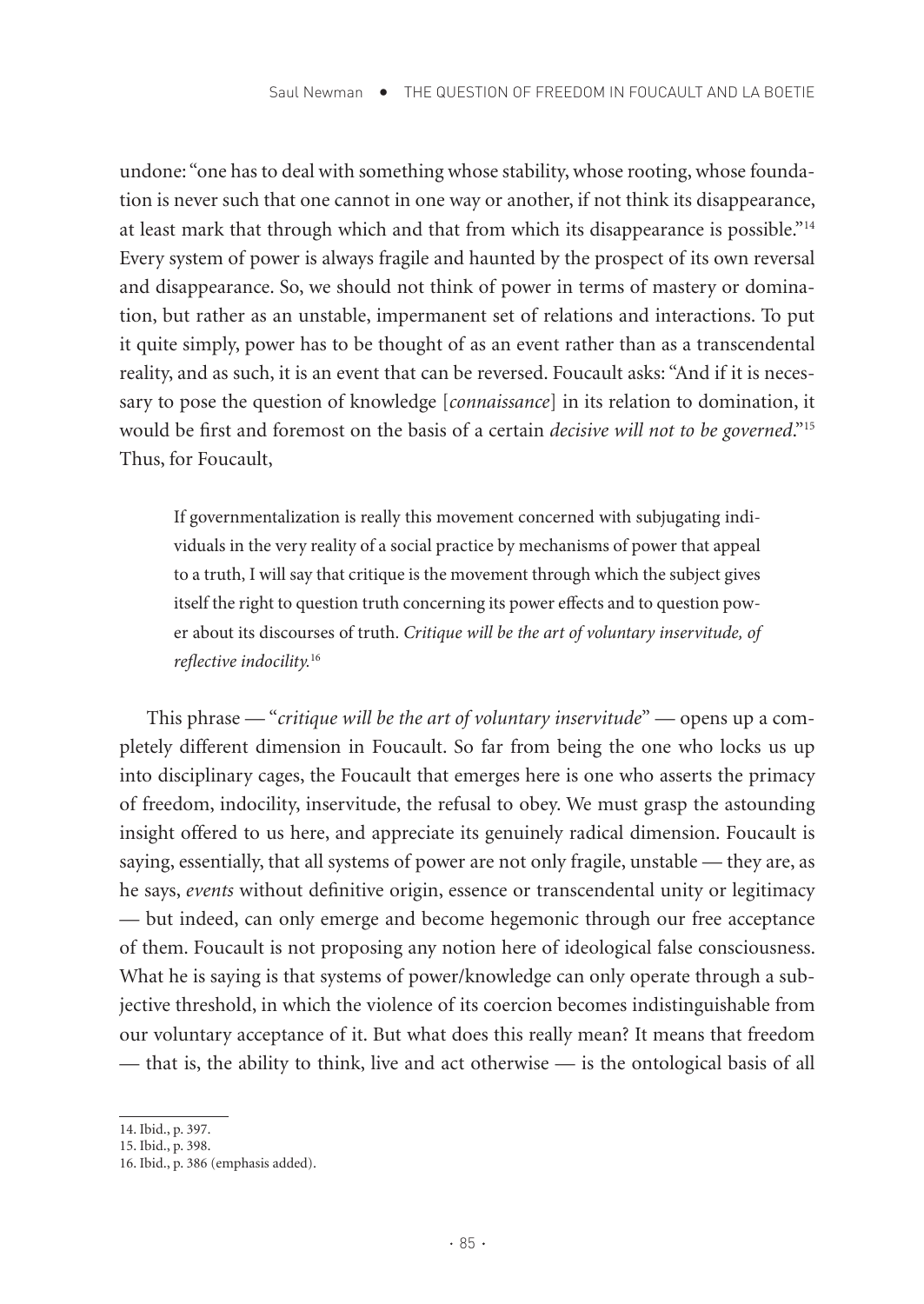undone: "one has to deal with something whose stability, whose rooting, whose foundation is never such that one cannot in one way or another, if not think its disappearance, at least mark that through which and that from which its disappearance is possible."[14] Every system of power is always fragile and haunted by the prospect of its own reversal and disappearance. So, we should not think of power in terms of mastery or domination, but rather as an unstable, impermanent set of relations and interactions. To put it quite simply, power has to be thought of as an event rather than as a transcendental reality, and as such, it is an event that can be reversed. Foucault asks: "And if it is necessary to pose the question of knowledge [*connaissance*] in its relation to domination, it would be first and foremost on the basis of a certain *decisive will not to be governed*."[15] Thus, for Foucault,

> If governmentalization is really this movement concerned with subjugating individuals in the very reality of a social practice by mechanisms of power that appeal to a truth, I will say that critique is the movement through which the subject gives itself the right to question truth concerning its power effects and to question power about its discourses of truth. *Critique will be the art of voluntary inservitude, of reflective indocility.*[16]

This phrase — "*critique will be the art of voluntary inservitude*" — opens up a completely different dimension in Foucault. So far from being the one who locks us up into disciplinary cages, the Foucault that emerges here is one who asserts the primacy of freedom, indocility, inservitude, the refusal to obey. We must grasp the astounding insight offered to us here, and appreciate its genuinely radical dimension. Foucault is saying, essentially, that all systems of power are not only fragile, unstable — they are, as he says, *events* without definitive origin, essence or transcendental unity or legitimacy — but indeed, can only emerge and become hegemonic through our free acceptance of them. Foucault is not proposing any notion here of ideological false consciousness. What he is saying is that systems of power/knowledge can only operate through a subjective threshold, in which the violence of its coercion becomes indistinguishable from our voluntary acceptance of it. But what does this really mean? It means that freedom — that is, the ability to think, live and act otherwise — is the ontological basis of all

14. Ibid., p. 397.
15. Ibid., p. 398.
16. Ibid., p. 386 (emphasis added).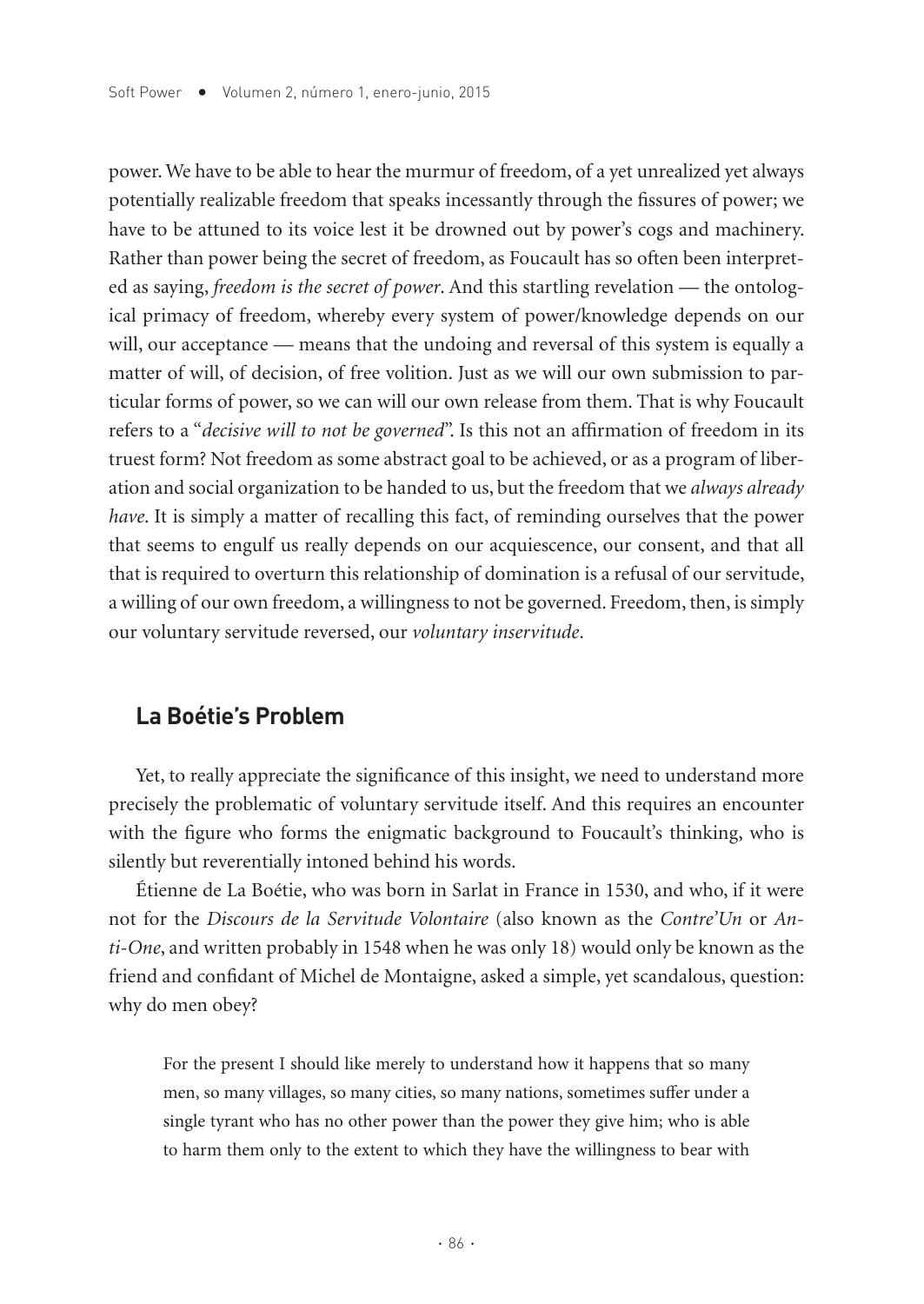power. We have to be able to hear the murmur of freedom, of a yet unrealized yet always potentially realizable freedom that speaks incessantly through the fissures of power; we have to be attuned to its voice lest it be drowned out by power's cogs and machinery. Rather than power being the secret of freedom, as Foucault has so often been interpreted as saying, *freedom is the secret of power*. And this startling revelation — the ontological primacy of freedom, whereby every system of power/knowledge depends on our will, our acceptance — means that the undoing and reversal of this system is equally a matter of will, of decision, of free volition. Just as we will our own submission to particular forms of power, so we can will our own release from them. That is why Foucault refers to a "*decisive will to not be governed*". Is this not an affirmation of freedom in its truest form? Not freedom as some abstract goal to be achieved, or as a program of liberation and social organization to be handed to us, but the freedom that we *always already have*. It is simply a matter of recalling this fact, of reminding ourselves that the power that seems to engulf us really depends on our acquiescence, our consent, and that all that is required to overturn this relationship of domination is a refusal of our servitude, a willing of our own freedom, a willingness to not be governed. Freedom, then, is simply our voluntary servitude reversed, our *voluntary inservitude*.

## La Boétie's Problem

Yet, to really appreciate the significance of this insight, we need to understand more precisely the problematic of voluntary servitude itself. And this requires an encounter with the figure who forms the enigmatic background to Foucault's thinking, who is silently but reverentially intoned behind his words.

Étienne de La Boétie, who was born in Sarlat in France in 1530, and who, if it were not for the *Discours de la Servitude Volontaire* (also known as the *Contre'Un* or *Anti-One*, and written probably in 1548 when he was only 18) would only be known as the friend and confidant of Michel de Montaigne, asked a simple, yet scandalous, question: why do men obey?

> For the present I should like merely to understand how it happens that so many men, so many villages, so many cities, so many nations, sometimes suffer under a single tyrant who has no other power than the power they give him; who is able to harm them only to the extent to which they have the willingness to bear with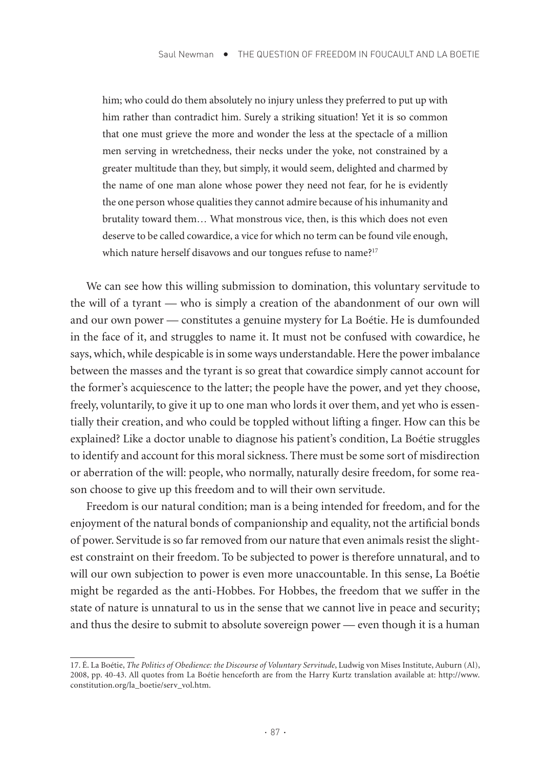> him; who could do them absolutely no injury unless they preferred to put up with him rather than contradict him. Surely a striking situation! Yet it is so common that one must grieve the more and wonder the less at the spectacle of a million men serving in wretchedness, their necks under the yoke, not constrained by a greater multitude than they, but simply, it would seem, delighted and charmed by the name of one man alone whose power they need not fear, for he is evidently the one person whose qualities they cannot admire because of his inhumanity and brutality toward them… What monstrous vice, then, is this which does not even deserve to be called cowardice, a vice for which no term can be found vile enough, which nature herself disavows and our tongues refuse to name?[17]

We can see how this willing submission to domination, this voluntary servitude to the will of a tyrant — who is simply a creation of the abandonment of our own will and our own power — constitutes a genuine mystery for La Boétie. He is dumfounded in the face of it, and struggles to name it. It must not be confused with cowardice, he says, which, while despicable is in some ways understandable. Here the power imbalance between the masses and the tyrant is so great that cowardice simply cannot account for the former's acquiescence to the latter; the people have the power, and yet they choose, freely, voluntarily, to give it up to one man who lords it over them, and yet who is essentially their creation, and who could be toppled without lifting a finger. How can this be explained? Like a doctor unable to diagnose his patient's condition, La Boétie struggles to identify and account for this moral sickness. There must be some sort of misdirection or aberration of the will: people, who normally, naturally desire freedom, for some reason choose to give up this freedom and to will their own servitude.

Freedom is our natural condition; man is a being intended for freedom, and for the enjoyment of the natural bonds of companionship and equality, not the artificial bonds of power. Servitude is so far removed from our nature that even animals resist the slightest constraint on their freedom. To be subjected to power is therefore unnatural, and to will our own subjection to power is even more unaccountable. In this sense, La Boétie might be regarded as the anti-Hobbes. For Hobbes, the freedom that we suffer in the state of nature is unnatural to us in the sense that we cannot live in peace and security; and thus the desire to submit to absolute sovereign power — even though it is a human

---

17. É. La Boétie, *The Politics of Obedience: the Discourse of Voluntary Servitude*, Ludwig von Mises Institute, Auburn (Al), 2008, pp. 40-43. All quotes from La Boétie henceforth are from the Harry Kurtz translation available at: http://www.constitution.org/la_boetie/serv_vol.htm.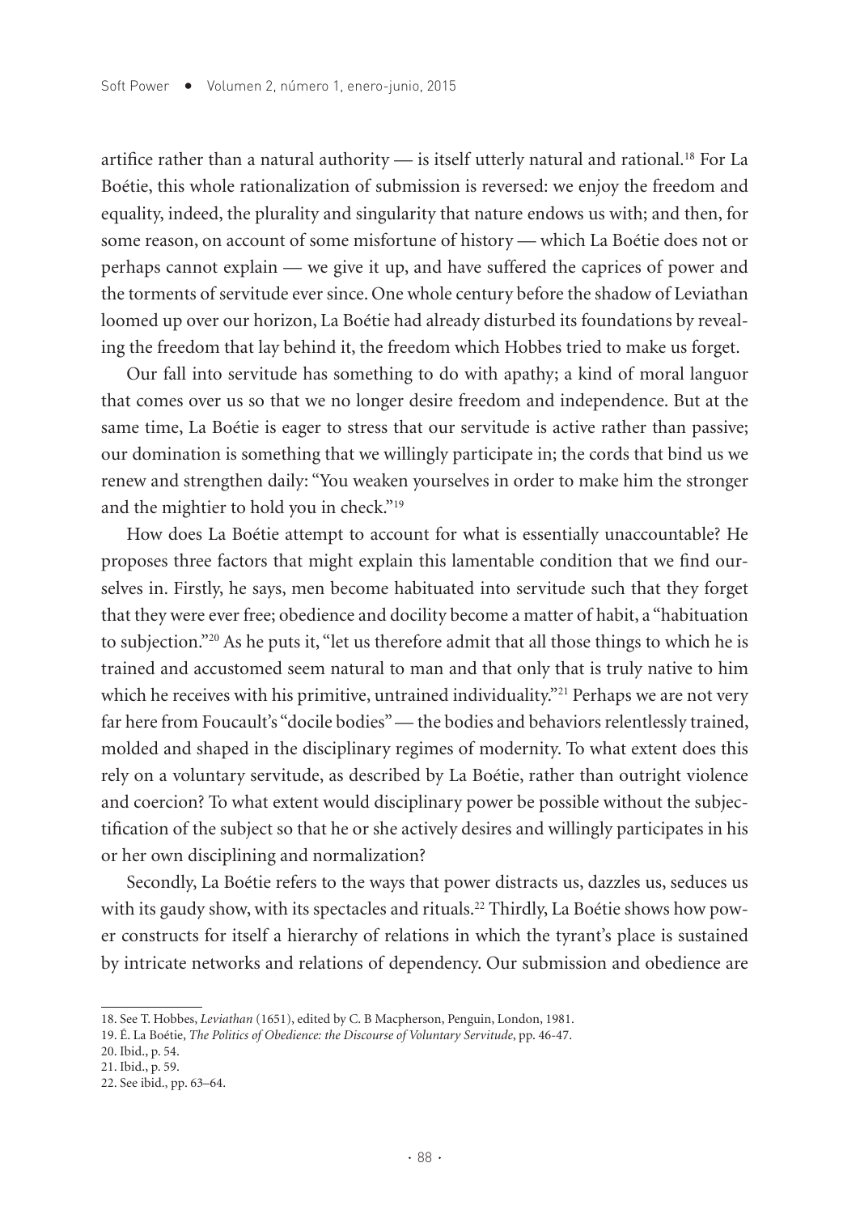artifice rather than a natural authority — is itself utterly natural and rational.[18] For La Boétie, this whole rationalization of submission is reversed: we enjoy the freedom and equality, indeed, the plurality and singularity that nature endows us with; and then, for some reason, on account of some misfortune of history — which La Boétie does not or perhaps cannot explain — we give it up, and have suffered the caprices of power and the torments of servitude ever since. One whole century before the shadow of Leviathan loomed up over our horizon, La Boétie had already disturbed its foundations by revealing the freedom that lay behind it, the freedom which Hobbes tried to make us forget.

Our fall into servitude has something to do with apathy; a kind of moral languor that comes over us so that we no longer desire freedom and independence. But at the same time, La Boétie is eager to stress that our servitude is active rather than passive; our domination is something that we willingly participate in; the cords that bind us we renew and strengthen daily: "You weaken yourselves in order to make him the stronger and the mightier to hold you in check."[19]

How does La Boétie attempt to account for what is essentially unaccountable? He proposes three factors that might explain this lamentable condition that we find ourselves in. Firstly, he says, men become habituated into servitude such that they forget that they were ever free; obedience and docility become a matter of habit, a "habituation to subjection."[20] As he puts it, "let us therefore admit that all those things to which he is trained and accustomed seem natural to man and that only that is truly native to him which he receives with his primitive, untrained individuality."[21] Perhaps we are not very far here from Foucault's "docile bodies" — the bodies and behaviors relentlessly trained, molded and shaped in the disciplinary regimes of modernity. To what extent does this rely on a voluntary servitude, as described by La Boétie, rather than outright violence and coercion? To what extent would disciplinary power be possible without the subjectification of the subject so that he or she actively desires and willingly participates in his or her own disciplining and normalization?

Secondly, La Boétie refers to the ways that power distracts us, dazzles us, seduces us with its gaudy show, with its spectacles and rituals.[22] Thirdly, La Boétie shows how power constructs for itself a hierarchy of relations in which the tyrant's place is sustained by intricate networks and relations of dependency. Our submission and obedience are

---

18. See T. Hobbes, *Leviathan* (1651), edited by C. B Macpherson, Penguin, London, 1981.
19. É. La Boétie, *The Politics of Obedience: the Discourse of Voluntary Servitude*, pp. 46-47.
20. Ibid., p. 54.
21. Ibid., p. 59.
22. See ibid., pp. 63–64.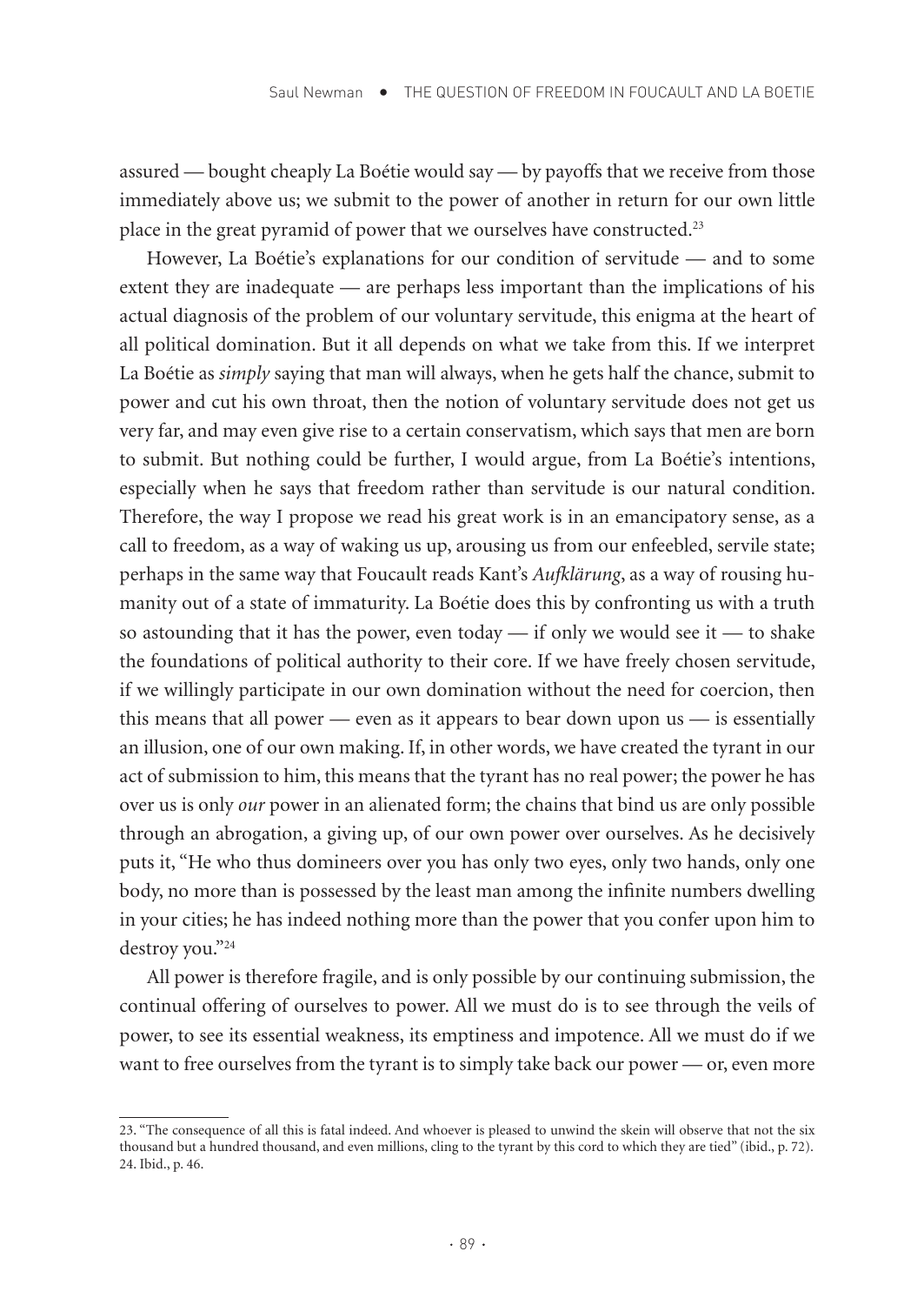assured — bought cheaply La Boétie would say — by payoffs that we receive from those immediately above us; we submit to the power of another in return for our own little place in the great pyramid of power that we ourselves have constructed.[23]

However, La Boétie's explanations for our condition of servitude — and to some extent they are inadequate — are perhaps less important than the implications of his actual diagnosis of the problem of our voluntary servitude, this enigma at the heart of all political domination. But it all depends on what we take from this. If we interpret La Boétie as *simply* saying that man will always, when he gets half the chance, submit to power and cut his own throat, then the notion of voluntary servitude does not get us very far, and may even give rise to a certain conservatism, which says that men are born to submit. But nothing could be further, I would argue, from La Boétie's intentions, especially when he says that freedom rather than servitude is our natural condition. Therefore, the way I propose we read his great work is in an emancipatory sense, as a call to freedom, as a way of waking us up, arousing us from our enfeebled, servile state; perhaps in the same way that Foucault reads Kant's *Aufklärung*, as a way of rousing humanity out of a state of immaturity. La Boétie does this by confronting us with a truth so astounding that it has the power, even today — if only we would see it — to shake the foundations of political authority to their core. If we have freely chosen servitude, if we willingly participate in our own domination without the need for coercion, then this means that all power — even as it appears to bear down upon us — is essentially an illusion, one of our own making. If, in other words, we have created the tyrant in our act of submission to him, this means that the tyrant has no real power; the power he has over us is only *our* power in an alienated form; the chains that bind us are only possible through an abrogation, a giving up, of our own power over ourselves. As he decisively puts it, "He who thus domineers over you has only two eyes, only two hands, only one body, no more than is possessed by the least man among the infinite numbers dwelling in your cities; he has indeed nothing more than the power that you confer upon him to destroy you."[24]

All power is therefore fragile, and is only possible by our continuing submission, the continual offering of ourselves to power. All we must do is to see through the veils of power, to see its essential weakness, its emptiness and impotence. All we must do if we want to free ourselves from the tyrant is to simply take back our power — or, even more

23. "The consequence of all this is fatal indeed. And whoever is pleased to unwind the skein will observe that not the six thousand but a hundred thousand, and even millions, cling to the tyrant by this cord to which they are tied" (ibid., p. 72).

24. Ibid., p. 46.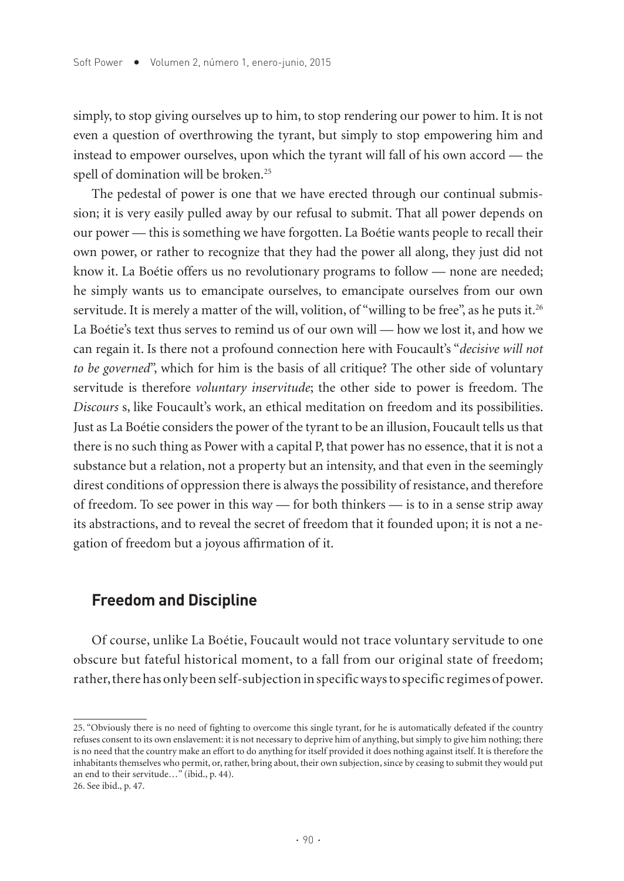simply, to stop giving ourselves up to him, to stop rendering our power to him. It is not even a question of overthrowing the tyrant, but simply to stop empowering him and instead to empower ourselves, upon which the tyrant will fall of his own accord — the spell of domination will be broken.[25]

The pedestal of power is one that we have erected through our continual submission; it is very easily pulled away by our refusal to submit. That all power depends on our power — this is something we have forgotten. La Boétie wants people to recall their own power, or rather to recognize that they had the power all along, they just did not know it. La Boétie offers us no revolutionary programs to follow — none are needed; he simply wants us to emancipate ourselves, to emancipate ourselves from our own servitude. It is merely a matter of the will, volition, of "willing to be free", as he puts it.[26] La Boétie's text thus serves to remind us of our own will — how we lost it, and how we can regain it. Is there not a profound connection here with Foucault's "*decisive will not to be governed*", which for him is the basis of all critique? The other side of voluntary servitude is therefore *voluntary inservitude*; the other side to power is freedom. The *Discours* s, like Foucault's work, an ethical meditation on freedom and its possibilities. Just as La Boétie considers the power of the tyrant to be an illusion, Foucault tells us that there is no such thing as Power with a capital P, that power has no essence, that it is not a substance but a relation, not a property but an intensity, and that even in the seemingly direst conditions of oppression there is always the possibility of resistance, and therefore of freedom. To see power in this way — for both thinkers — is to in a sense strip away its abstractions, and to reveal the secret of freedom that it founded upon; it is not a negation of freedom but a joyous affirmation of it.

## Freedom and Discipline

Of course, unlike La Boétie, Foucault would not trace voluntary servitude to one obscure but fateful historical moment, to a fall from our original state of freedom; rather, there has only been self-subjection in specific ways to specific regimes of power.

---

25. "Obviously there is no need of fighting to overcome this single tyrant, for he is automatically defeated if the country refuses consent to its own enslavement: it is not necessary to deprive him of anything, but simply to give him nothing; there is no need that the country make an effort to do anything for itself provided it does nothing against itself. It is therefore the inhabitants themselves who permit, or, rather, bring about, their own subjection, since by ceasing to submit they would put an end to their servitude…" (ibid., p. 44).

26. See ibid., p. 47.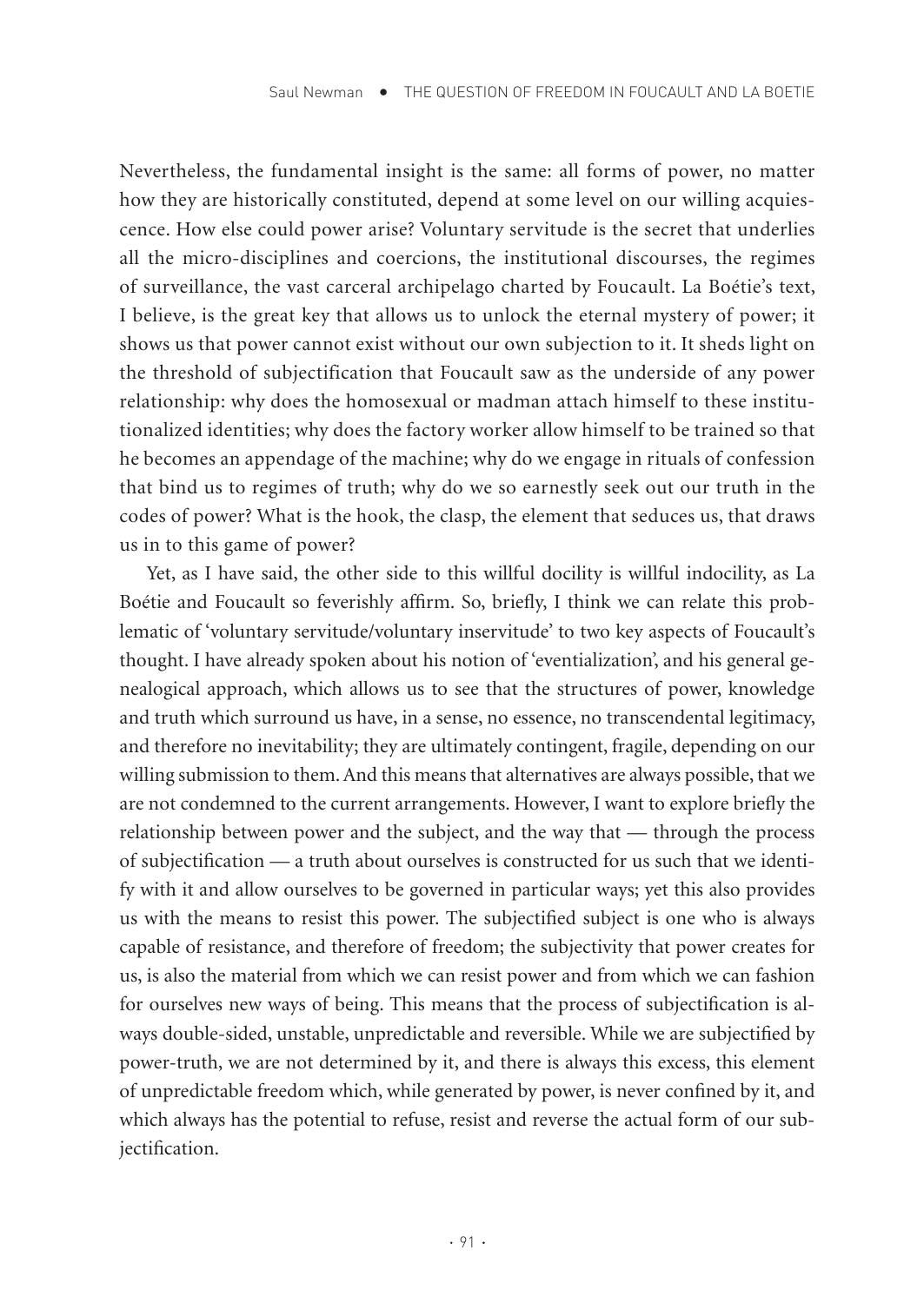Nevertheless, the fundamental insight is the same: all forms of power, no matter how they are historically constituted, depend at some level on our willing acquiescence. How else could power arise? Voluntary servitude is the secret that underlies all the micro-disciplines and coercions, the institutional discourses, the regimes of surveillance, the vast carceral archipelago charted by Foucault. La Boétie's text, I believe, is the great key that allows us to unlock the eternal mystery of power; it shows us that power cannot exist without our own subjection to it. It sheds light on the threshold of subjectification that Foucault saw as the underside of any power relationship: why does the homosexual or madman attach himself to these institutionalized identities; why does the factory worker allow himself to be trained so that he becomes an appendage of the machine; why do we engage in rituals of confession that bind us to regimes of truth; why do we so earnestly seek out our truth in the codes of power? What is the hook, the clasp, the element that seduces us, that draws us in to this game of power?

Yet, as I have said, the other side to this willful docility is willful indocility, as La Boétie and Foucault so feverishly affirm. So, briefly, I think we can relate this problematic of 'voluntary servitude/voluntary inservitude' to two key aspects of Foucault's thought. I have already spoken about his notion of 'eventialization', and his general genealogical approach, which allows us to see that the structures of power, knowledge and truth which surround us have, in a sense, no essence, no transcendental legitimacy, and therefore no inevitability; they are ultimately contingent, fragile, depending on our willing submission to them. And this means that alternatives are always possible, that we are not condemned to the current arrangements. However, I want to explore briefly the relationship between power and the subject, and the way that — through the process of subjectification — a truth about ourselves is constructed for us such that we identify with it and allow ourselves to be governed in particular ways; yet this also provides us with the means to resist this power. The subjectified subject is one who is always capable of resistance, and therefore of freedom; the subjectivity that power creates for us, is also the material from which we can resist power and from which we can fashion for ourselves new ways of being. This means that the process of subjectification is always double-sided, unstable, unpredictable and reversible. While we are subjectified by power-truth, we are not determined by it, and there is always this excess, this element of unpredictable freedom which, while generated by power, is never confined by it, and which always has the potential to refuse, resist and reverse the actual form of our subjectification.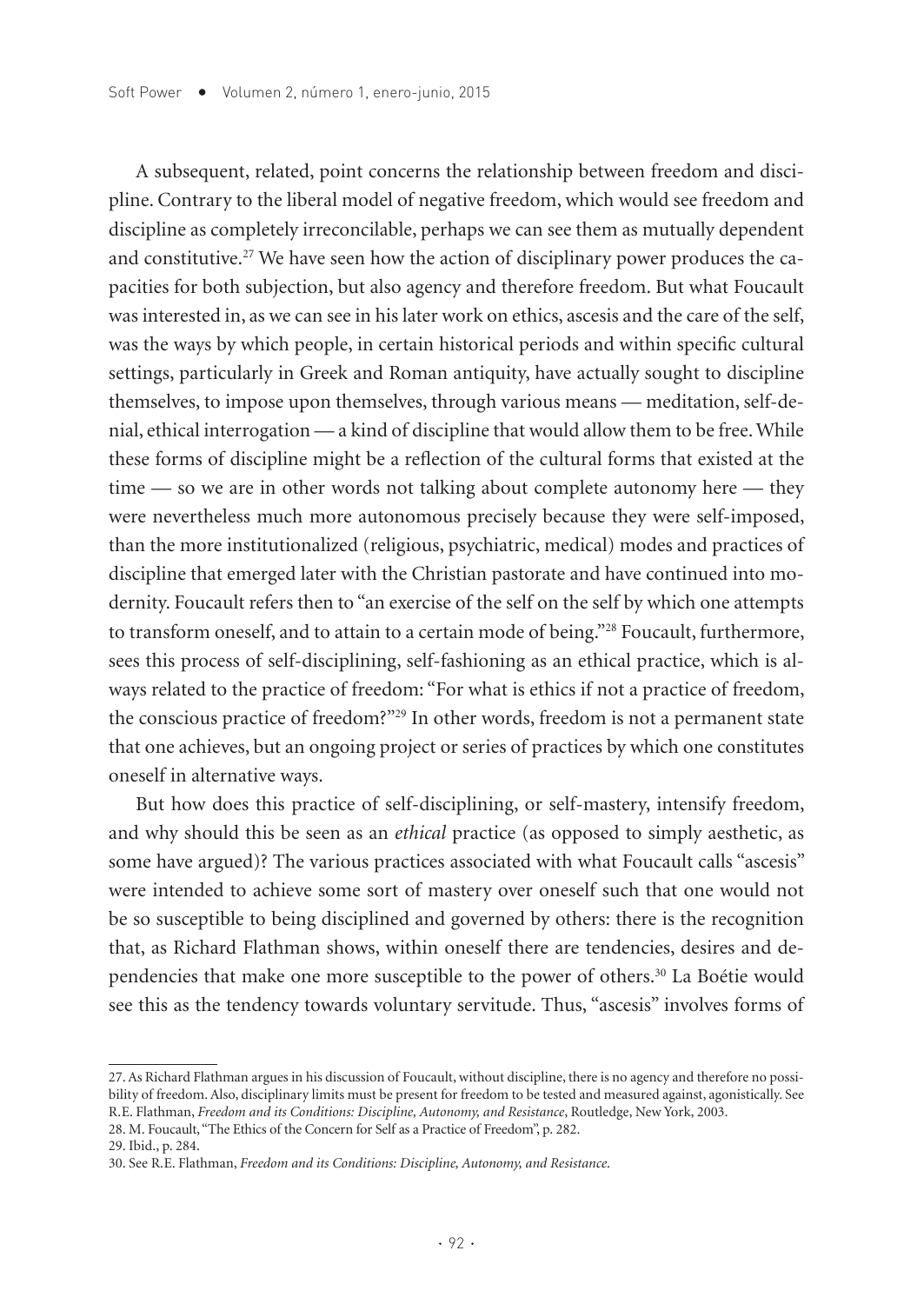A subsequent, related, point concerns the relationship between freedom and discipline. Contrary to the liberal model of negative freedom, which would see freedom and discipline as completely irreconcilable, perhaps we can see them as mutually dependent and constitutive.[27] We have seen how the action of disciplinary power produces the capacities for both subjection, but also agency and therefore freedom. But what Foucault was interested in, as we can see in his later work on ethics, ascesis and the care of the self, was the ways by which people, in certain historical periods and within specific cultural settings, particularly in Greek and Roman antiquity, have actually sought to discipline themselves, to impose upon themselves, through various means — meditation, self-denial, ethical interrogation — a kind of discipline that would allow them to be free. While these forms of discipline might be a reflection of the cultural forms that existed at the time — so we are in other words not talking about complete autonomy here — they were nevertheless much more autonomous precisely because they were self-imposed, than the more institutionalized (religious, psychiatric, medical) modes and practices of discipline that emerged later with the Christian pastorate and have continued into modernity. Foucault refers then to "an exercise of the self on the self by which one attempts to transform oneself, and to attain to a certain mode of being."[28] Foucault, furthermore, sees this process of self-disciplining, self-fashioning as an ethical practice, which is always related to the practice of freedom: "For what is ethics if not a practice of freedom, the conscious practice of freedom?"[29] In other words, freedom is not a permanent state that one achieves, but an ongoing project or series of practices by which one constitutes oneself in alternative ways.

But how does this practice of self-disciplining, or self-mastery, intensify freedom, and why should this be seen as an *ethical* practice (as opposed to simply aesthetic, as some have argued)? The various practices associated with what Foucault calls "ascesis" were intended to achieve some sort of mastery over oneself such that one would not be so susceptible to being disciplined and governed by others: there is the recognition that, as Richard Flathman shows, within oneself there are tendencies, desires and dependencies that make one more susceptible to the power of others.[30] La Boétie would see this as the tendency towards voluntary servitude. Thus, "ascesis" involves forms of

---

27. As Richard Flathman argues in his discussion of Foucault, without discipline, there is no agency and therefore no possibility of freedom. Also, disciplinary limits must be present for freedom to be tested and measured against, agonistically. See R.E. Flathman, *Freedom and its Conditions: Discipline, Autonomy, and Resistance*, Routledge, New York, 2003.

28. M. Foucault, "The Ethics of the Concern for Self as a Practice of Freedom", p. 282.

29. Ibid., p. 284.

30. See R.E. Flathman, *Freedom and its Conditions: Discipline, Autonomy, and Resistance*.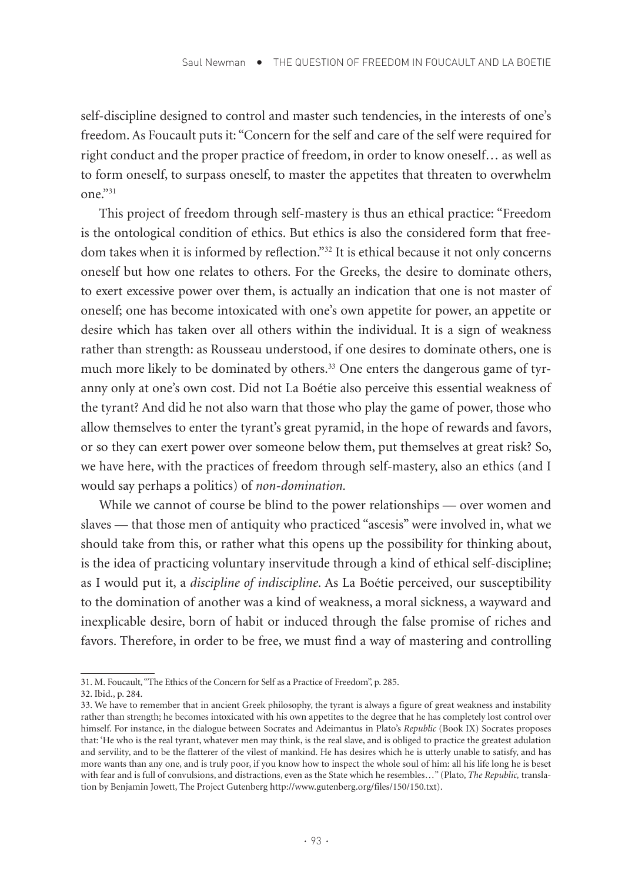self-discipline designed to control and master such tendencies, in the interests of one's freedom. As Foucault puts it: "Concern for the self and care of the self were required for right conduct and the proper practice of freedom, in order to know oneself… as well as to form oneself, to surpass oneself, to master the appetites that threaten to overwhelm one."[31]

This project of freedom through self-mastery is thus an ethical practice: "Freedom is the ontological condition of ethics. But ethics is also the considered form that freedom takes when it is informed by reflection."[32] It is ethical because it not only concerns oneself but how one relates to others. For the Greeks, the desire to dominate others, to exert excessive power over them, is actually an indication that one is not master of oneself; one has become intoxicated with one's own appetite for power, an appetite or desire which has taken over all others within the individual. It is a sign of weakness rather than strength: as Rousseau understood, if one desires to dominate others, one is much more likely to be dominated by others.[33] One enters the dangerous game of tyranny only at one's own cost. Did not La Boétie also perceive this essential weakness of the tyrant? And did he not also warn that those who play the game of power, those who allow themselves to enter the tyrant's great pyramid, in the hope of rewards and favors, or so they can exert power over someone below them, put themselves at great risk? So, we have here, with the practices of freedom through self-mastery, also an ethics (and I would say perhaps a politics) of *non-domination.*

While we cannot of course be blind to the power relationships — over women and slaves — that those men of antiquity who practiced "ascesis" were involved in, what we should take from this, or rather what this opens up the possibility for thinking about, is the idea of practicing voluntary inservitude through a kind of ethical self-discipline; as I would put it, a *discipline of indiscipline*. As La Boétie perceived, our susceptibility to the domination of another was a kind of weakness, a moral sickness, a wayward and inexplicable desire, born of habit or induced through the false promise of riches and favors. Therefore, in order to be free, we must find a way of mastering and controlling

31. M. Foucault, "The Ethics of the Concern for Self as a Practice of Freedom", p. 285.

32. Ibid., p. 284.

33. We have to remember that in ancient Greek philosophy, the tyrant is always a figure of great weakness and instability rather than strength; he becomes intoxicated with his own appetites to the degree that he has completely lost control over himself. For instance, in the dialogue between Socrates and Adeimantus in Plato's *Republic* (Book IX) Socrates proposes that: 'He who is the real tyrant, whatever men may think, is the real slave, and is obliged to practice the greatest adulation and servility, and to be the flatterer of the vilest of mankind. He has desires which he is utterly unable to satisfy, and has more wants than any one, and is truly poor, if you know how to inspect the whole soul of him: all his life long he is beset with fear and is full of convulsions, and distractions, even as the State which he resembles…" (Plato, *The Republic,* translation by Benjamin Jowett, The Project Gutenberg http://www.gutenberg.org/files/150/150.txt).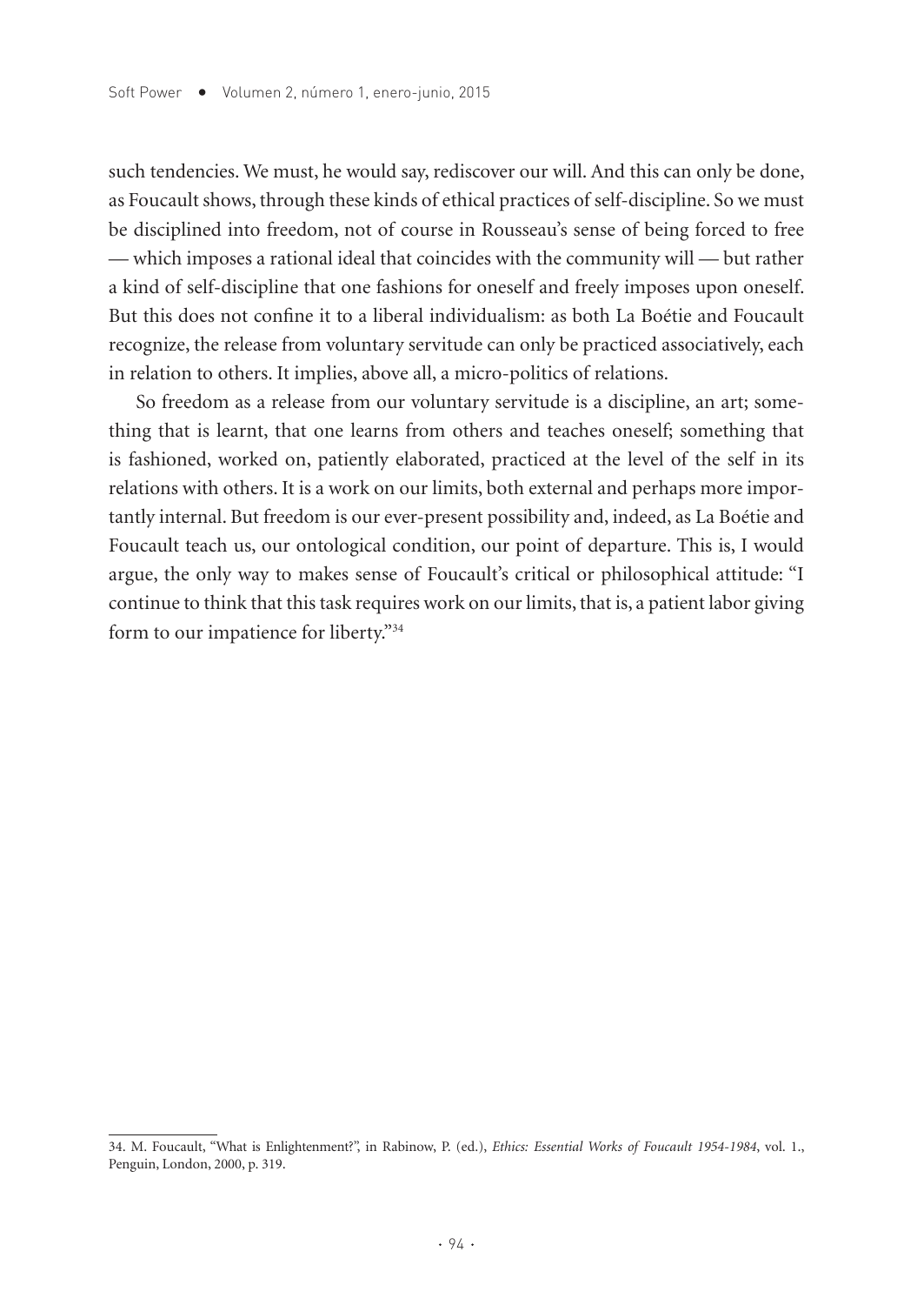such tendencies. We must, he would say, rediscover our will. And this can only be done, as Foucault shows, through these kinds of ethical practices of self-discipline. So we must be disciplined into freedom, not of course in Rousseau's sense of being forced to free — which imposes a rational ideal that coincides with the community will — but rather a kind of self-discipline that one fashions for oneself and freely imposes upon oneself. But this does not confine it to a liberal individualism: as both La Boétie and Foucault recognize, the release from voluntary servitude can only be practiced associatively, each in relation to others. It implies, above all, a micro-politics of relations.

So freedom as a release from our voluntary servitude is a discipline, an art; something that is learnt, that one learns from others and teaches oneself; something that is fashioned, worked on, patiently elaborated, practiced at the level of the self in its relations with others. It is a work on our limits, both external and perhaps more importantly internal. But freedom is our ever-present possibility and, indeed, as La Boétie and Foucault teach us, our ontological condition, our point of departure. This is, I would argue, the only way to makes sense of Foucault's critical or philosophical attitude: "I continue to think that this task requires work on our limits, that is, a patient labor giving form to our impatience for liberty."[34]

---

34. M. Foucault, "What is Enlightenment?", in Rabinow, P. (ed.), *Ethics: Essential Works of Foucault 1954-1984*, vol. 1., Penguin, London, 2000, p. 319.